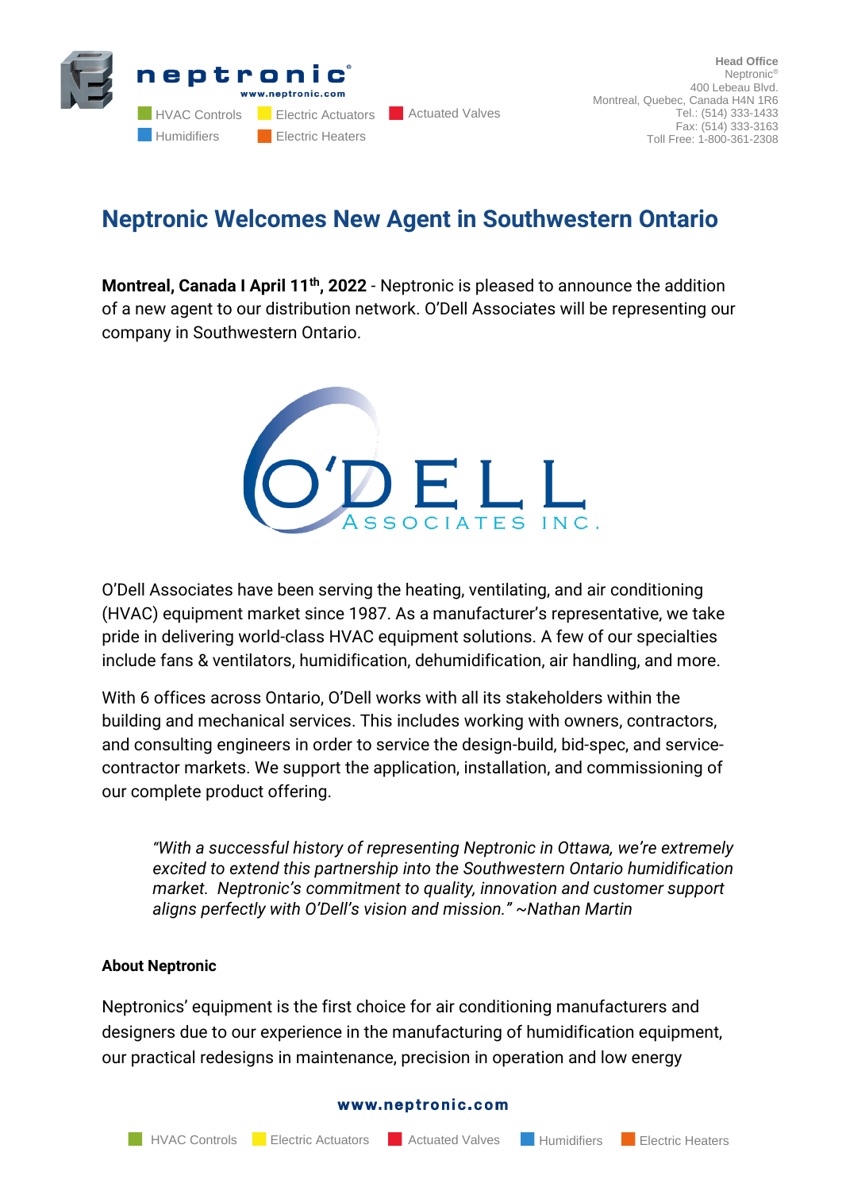# Neptronic Welcomes New Agent in Southwestern Ontario

**Montreal, Canada I April 11th, 2022** - Neptronic is pleased to announce the addition of a new agent to our distribution network. O'Dell Associates will be representing our company in Southwestern Ontario.

O'Dell Associates have been serving the heating, ventilating, and air conditioning (HVAC) equipment market since 1987. As a manufacturer's representative, we take pride in delivering world-class HVAC equipment solutions. A few of our specialties include fans & ventilators, humidification, dehumidification, air handling, and more.

With 6 offices across Ontario, O'Dell works with all its stakeholders within the building and mechanical services. This includes working with owners, contractors, and consulting engineers in order to service the design-build, bid-spec, and service-contractor markets. We support the application, installation, and commissioning of our complete product offering.

> *"With a successful history of representing Neptronic in Ottawa, we're extremely excited to extend this partnership into the Southwestern Ontario humidification market. Neptronic's commitment to quality, innovation and customer support aligns perfectly with O'Dell's vision and mission." ~Nathan Martin*

**About Neptronic**

Neptronics' equipment is the first choice for air conditioning manufacturers and designers due to our experience in the manufacturing of humidification equipment, our practical redesigns in maintenance, precision in operation and low energy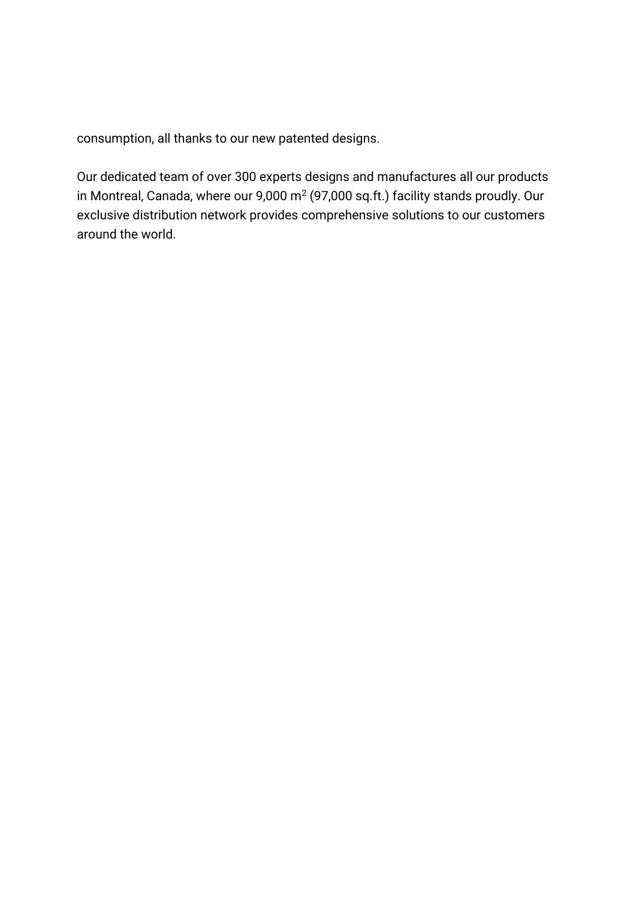consumption, all thanks to our new patented designs.

Our dedicated team of over 300 experts designs and manufactures all our products in Montreal, Canada, where our 9,000 $m^2$ (97,000 sq.ft.) facility stands proudly. Our exclusive distribution network provides comprehensive solutions to our customers around the world.